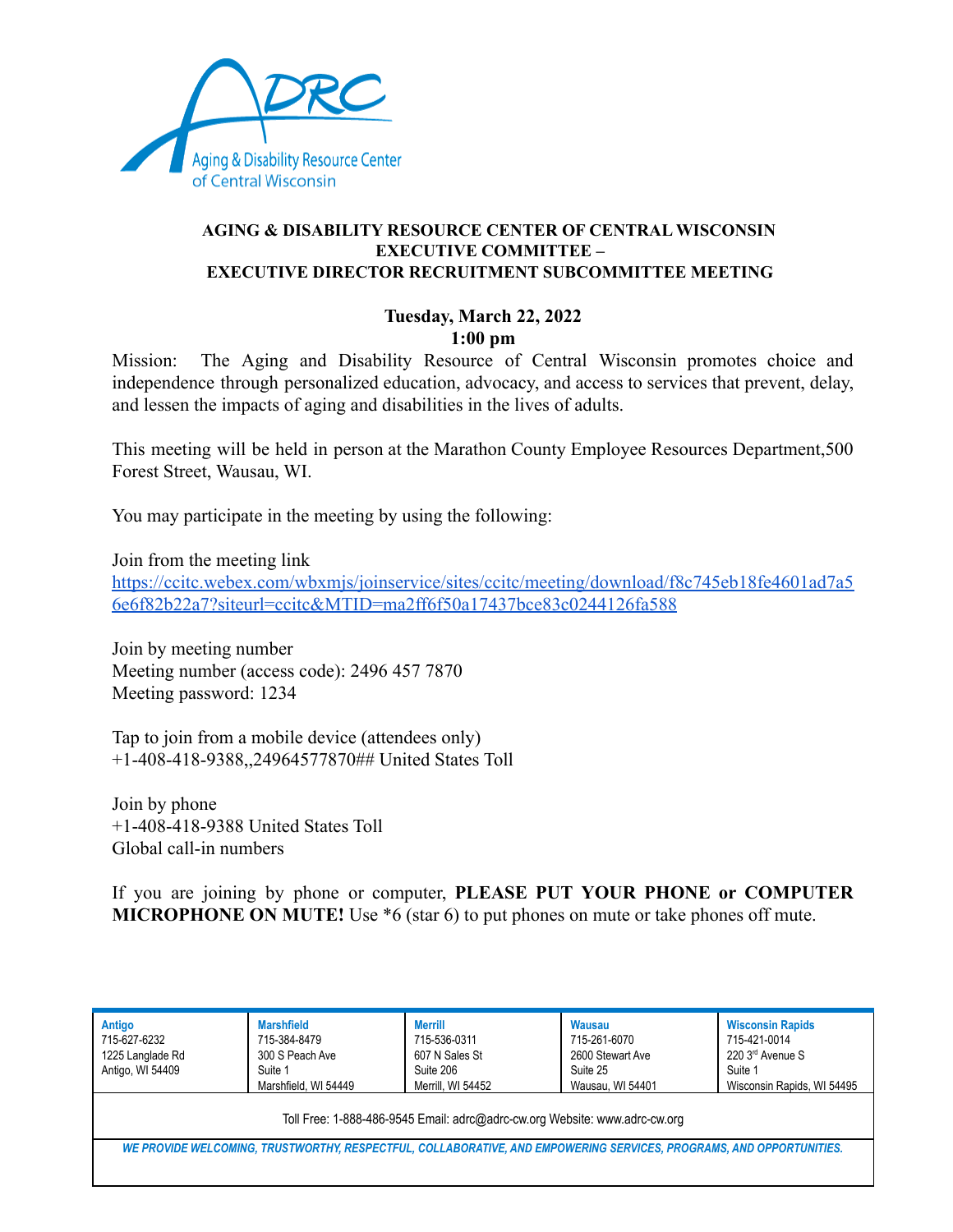Aging & Disability Resource Center of Central Wisconsin

**AGING & DISABILITY RESOURCE CENTER OF CENTRAL WISCONSIN**
**EXECUTIVE COMMITTEE –**
**EXECUTIVE DIRECTOR RECRUITMENT SUBCOMMITTEE MEETING**

**Tuesday, March 22, 2022**
**1:00 pm**

Mission: The Aging and Disability Resource of Central Wisconsin promotes choice and independence through personalized education, advocacy, and access to services that prevent, delay, and lessen the impacts of aging and disabilities in the lives of adults.

This meeting will be held in person at the Marathon County Employee Resources Department,500 Forest Street, Wausau, WI.

You may participate in the meeting by using the following:

Join from the meeting link
https://ccitc.webex.com/wbxmjs/joinservice/sites/ccitc/meeting/download/f8c745eb18fe4601ad7a56e6f82b22a7?siteurl=ccitc&MTID=ma2ff6f50a17437bce83c0244126fa588

Join by meeting number
Meeting number (access code): 2496 457 7870
Meeting password: 1234

Tap to join from a mobile device (attendees only)
+1-408-418-9388,,24964577870## United States Toll

Join by phone
+1-408-418-9388 United States Toll
Global call-in numbers

If you are joining by phone or computer, **PLEASE PUT YOUR PHONE or COMPUTER MICROPHONE ON MUTE!** Use *6 (star 6) to put phones on mute or take phones off mute.

| Antigo | Marshfield | Merrill | Wausau | Wisconsin Rapids |
|---|---|---|---|---|
| 715-627-6232<br>1225 Langlade Rd<br>Antigo, WI 54409 | 715-384-8479<br>300 S Peach Ave<br>Suite 1<br>Marshfield, WI 54449 | 715-536-0311<br>607 N Sales St<br>Suite 206<br>Merrill, WI 54452 | 715-261-6070<br>2600 Stewart Ave<br>Suite 25<br>Wausau, WI 54401 | 715-421-0014<br>220 3rd Avenue S<br>Suite 1<br>Wisconsin Rapids, WI 54495 |

Toll Free: 1-888-486-9545 Email: adrc@adrc-cw.org Website: www.adrc-cw.org

*WE PROVIDE WELCOMING, TRUSTWORTHY, RESPECTFUL, COLLABORATIVE, AND EMPOWERING SERVICES, PROGRAMS, AND OPPORTUNITIES.*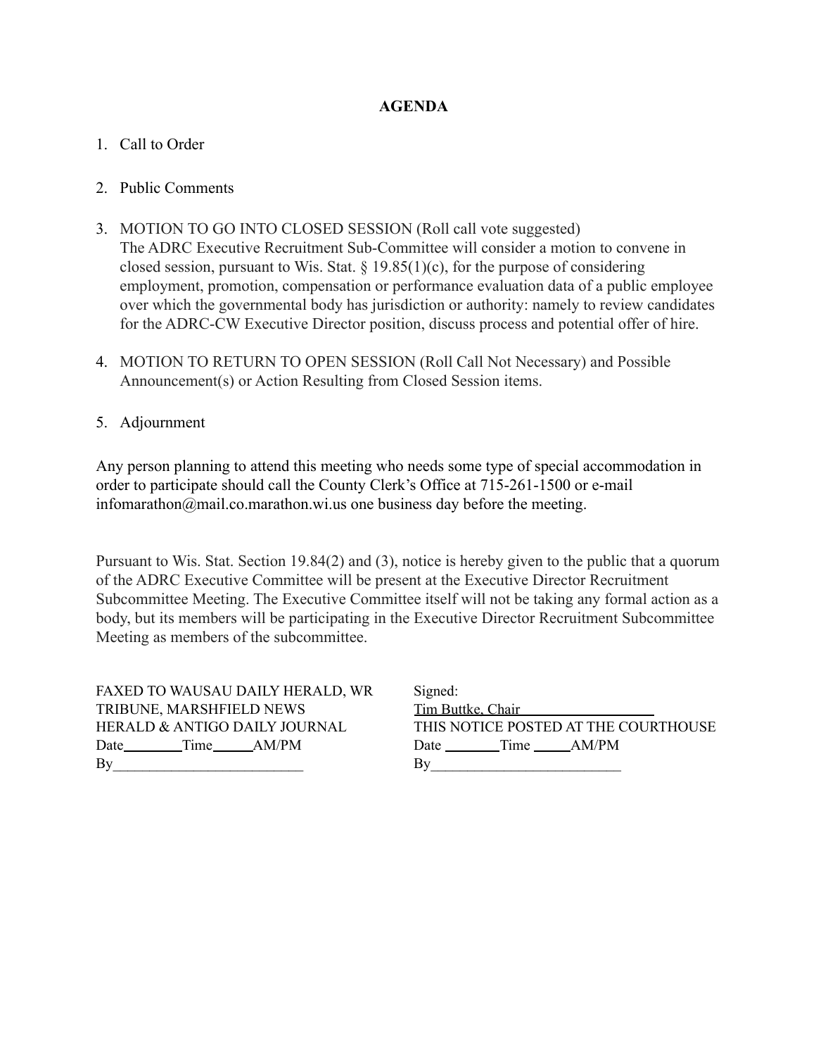**AGENDA**

1. Call to Order

2. Public Comments

3. MOTION TO GO INTO CLOSED SESSION (Roll call vote suggested)
   The ADRC Executive Recruitment Sub-Committee will consider a motion to convene in closed session, pursuant to Wis. Stat. § 19.85(1)(c), for the purpose of considering employment, promotion, compensation or performance evaluation data of a public employee over which the governmental body has jurisdiction or authority: namely to review candidates for the ADRC-CW Executive Director position, discuss process and potential offer of hire.

4. MOTION TO RETURN TO OPEN SESSION (Roll Call Not Necessary) and Possible Announcement(s) or Action Resulting from Closed Session items.

5. Adjournment

Any person planning to attend this meeting who needs some type of special accommodation in order to participate should call the County Clerk's Office at 715-261-1500 or e-mail infomarathon@mail.co.marathon.wi.us one business day before the meeting.

Pursuant to Wis. Stat. Section 19.84(2) and (3), notice is hereby given to the public that a quorum of the ADRC Executive Committee will be present at the Executive Director Recruitment Subcommittee Meeting. The Executive Committee itself will not be taking any formal action as a body, but its members will be participating in the Executive Director Recruitment Subcommittee Meeting as members of the subcommittee.

FAXED TO WAUSAU DAILY HERALD, WR TRIBUNE, MARSHFIELD NEWS HERALD & ANTIGO DAILY JOURNAL
Date________Time_____AM/PM
By__________________________

Signed:
Tim Buttke, Chair
THIS NOTICE POSTED AT THE COURTHOUSE
Date ________Time _____AM/PM
By__________________________